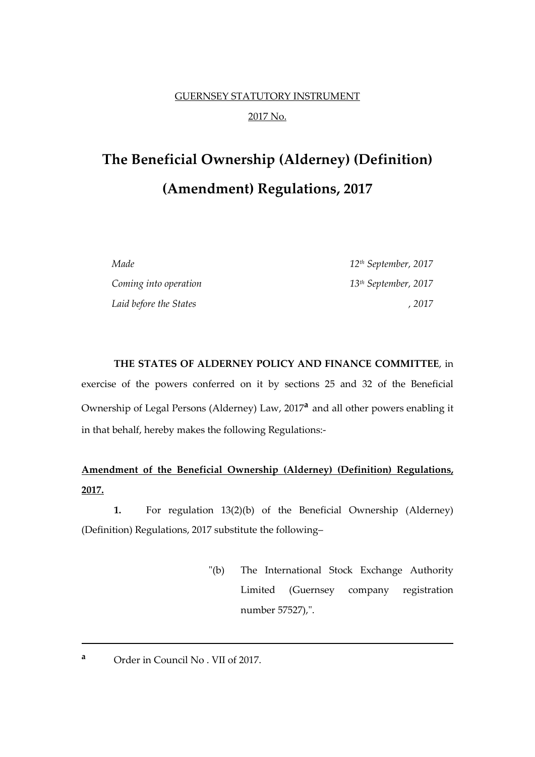GUERNSEY STATUTORY INSTRUMENT

2017 No.

# The Beneficial Ownership (Alderney) (Definition) (Amendment) Regulations, 2017

| | |
|---|---|
| *Made* | *12th September, 2017* |
| *Coming into operation* | *13th September, 2017* |
| *Laid before the States* | *, 2017* |

**THE STATES OF ALDERNEY POLICY AND FINANCE COMMITTEE**, in exercise of the powers conferred on it by sections 25 and 32 of the Beneficial Ownership of Legal Persons (Alderney) Law, 2017[a] and all other powers enabling it in that behalf, hereby makes the following Regulations:-

**Amendment of the Beneficial Ownership (Alderney) (Definition) Regulations, 2017.**

**1.** For regulation 13(2)(b) of the Beneficial Ownership (Alderney) (Definition) Regulations, 2017 substitute the following–

> "(b) The International Stock Exchange Authority Limited (Guernsey company registration number 57527),".

---

[a] Order in Council No . VII of 2017.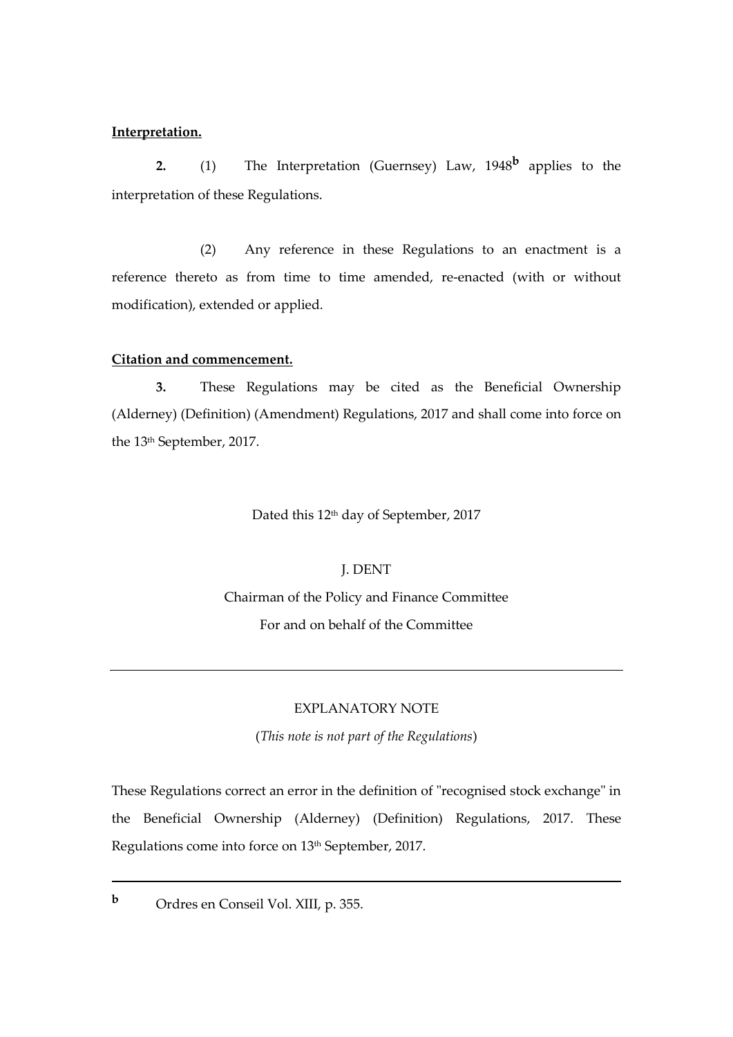**Interpretation.**

**2.** (1) The Interpretation (Guernsey) Law, 1948[b] applies to the interpretation of these Regulations.

(2) Any reference in these Regulations to an enactment is a reference thereto as from time to time amended, re-enacted (with or without modification), extended or applied.

**Citation and commencement.**

**3.** These Regulations may be cited as the Beneficial Ownership (Alderney) (Definition) (Amendment) Regulations, 2017 and shall come into force on the 13th September, 2017.

Dated this 12th day of September, 2017

J. DENT

Chairman of the Policy and Finance Committee

For and on behalf of the Committee

---

EXPLANATORY NOTE

(*This note is not part of the Regulations*)

These Regulations correct an error in the definition of "recognised stock exchange" in the Beneficial Ownership (Alderney) (Definition) Regulations, 2017. These Regulations come into force on 13th September, 2017.

---

[b] Ordres en Conseil Vol. XIII, p. 355.